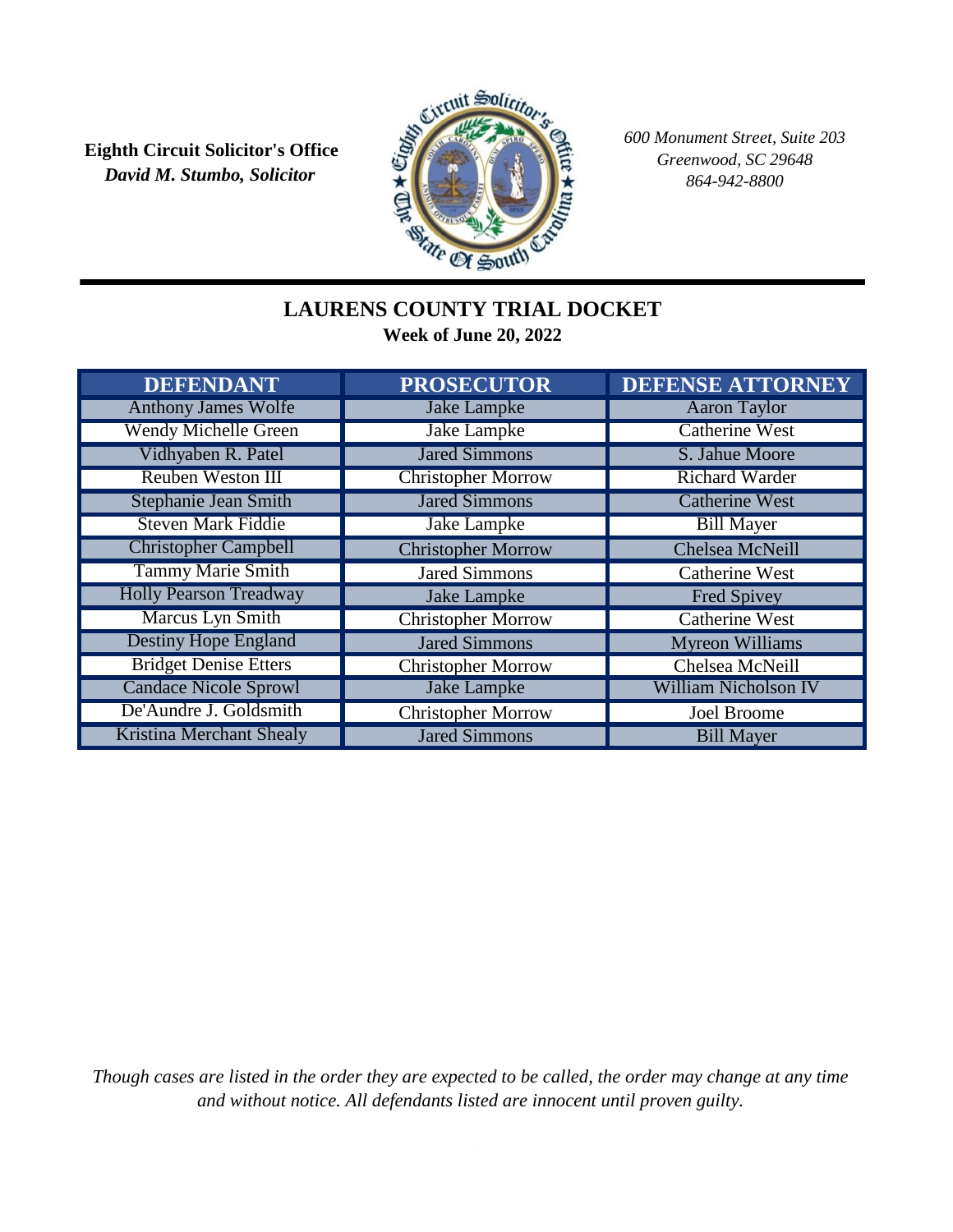**Eighth Circuit Solicitor's Office**
***David M. Stumbo, Solicitor***

*600 Monument Street, Suite 203*
*Greenwood, SC 29648*
*864-942-8800*

# LAURENS COUNTY TRIAL DOCKET

**Week of June 20, 2022**

| DEFENDANT | PROSECUTOR | DEFENSE ATTORNEY |
|---|---|---|
| Anthony James Wolfe | Jake Lampke | Aaron Taylor |
| Wendy Michelle Green | Jake Lampke | Catherine West |
| Vidhyaben R. Patel | Jared Simmons | S. Jahue Moore |
| Reuben Weston III | Christopher Morrow | Richard Warder |
| Stephanie Jean Smith | Jared Simmons | Catherine West |
| Steven Mark Fiddie | Jake Lampke | Bill Mayer |
| Christopher Campbell | Christopher Morrow | Chelsea McNeill |
| Tammy Marie Smith | Jared Simmons | Catherine West |
| Holly Pearson Treadway | Jake Lampke | Fred Spivey |
| Marcus Lyn Smith | Christopher Morrow | Catherine West |
| Destiny Hope England | Jared Simmons | Myreon Williams |
| Bridget Denise Etters | Christopher Morrow | Chelsea McNeill |
| Candace Nicole Sprowl | Jake Lampke | William Nicholson IV |
| De'Aundre J. Goldsmith | Christopher Morrow | Joel Broome |
| Kristina Merchant Shealy | Jared Simmons | Bill Mayer |

*Though cases are listed in the order they are expected to be called, the order may change at any time and without notice. All defendants listed are innocent until proven guilty.*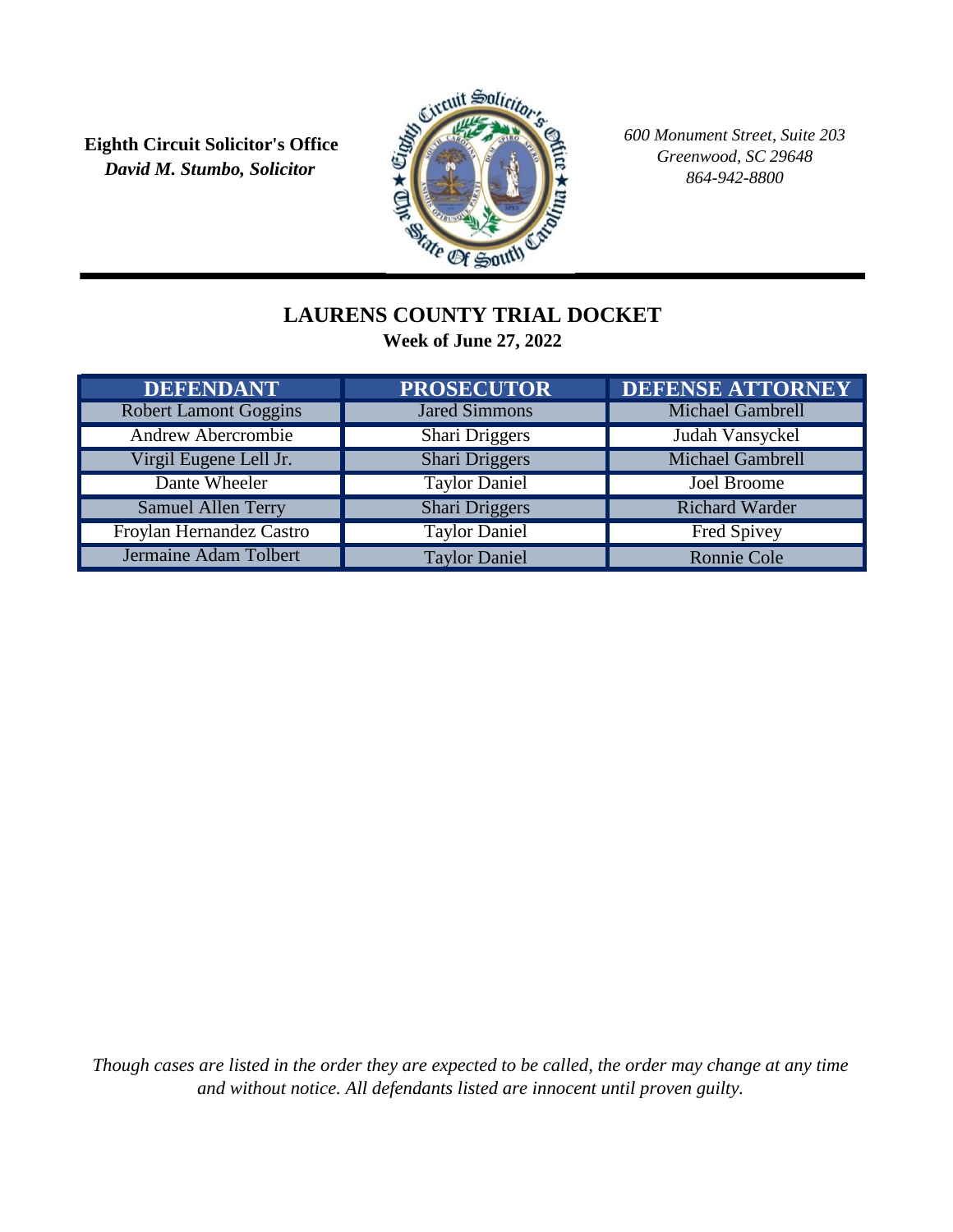**Eighth Circuit Solicitor's Office**
***David M. Stumbo, Solicitor***

*600 Monument Street, Suite 203*
*Greenwood, SC 29648*
*864-942-8800*

## LAURENS COUNTY TRIAL DOCKET

### Week of June 27, 2022

| DEFENDANT | PROSECUTOR | DEFENSE ATTORNEY |
|---|---|---|
| Robert Lamont Goggins | Jared Simmons | Michael Gambrell |
| Andrew Abercrombie | Shari Driggers | Judah Vansyckel |
| Virgil Eugene Lell Jr. | Shari Driggers | Michael Gambrell |
| Dante Wheeler | Taylor Daniel | Joel Broome |
| Samuel Allen Terry | Shari Driggers | Richard Warder |
| Froylan Hernandez Castro | Taylor Daniel | Fred Spivey |
| Jermaine Adam Tolbert | Taylor Daniel | Ronnie Cole |

*Though cases are listed in the order they are expected to be called, the order may change at any time and without notice. All defendants listed are innocent until proven guilty.*